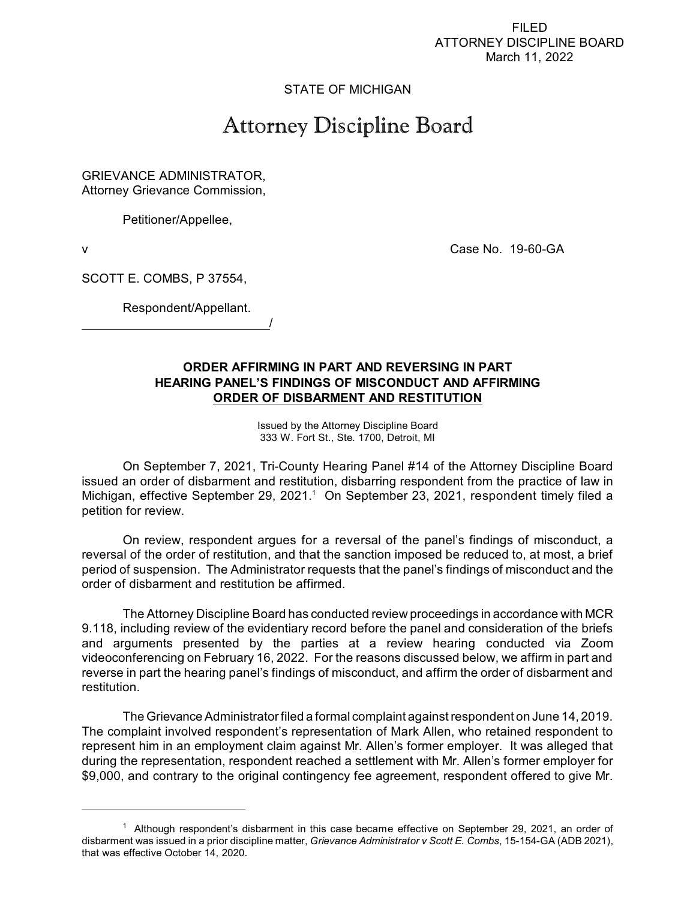FILED
ATTORNEY DISCIPLINE BOARD
March 11, 2022

STATE OF MICHIGAN

# Attorney Discipline Board

GRIEVANCE ADMINISTRATOR,
Attorney Grievance Commission,

Petitioner/Appellee,

v Case No. 19-60-GA

SCOTT E. COMBS, P 37554,

Respondent/Appellant.

______________________________/

**ORDER AFFIRMING IN PART AND REVERSING IN PART HEARING PANEL'S FINDINGS OF MISCONDUCT AND AFFIRMING ORDER OF DISBARMENT AND RESTITUTION**

Issued by the Attorney Discipline Board
333 W. Fort St., Ste. 1700, Detroit, MI

On September 7, 2021, Tri-County Hearing Panel #14 of the Attorney Discipline Board issued an order of disbarment and restitution, disbarring respondent from the practice of law in Michigan, effective September 29, 2021.[1] On September 23, 2021, respondent timely filed a petition for review.

On review, respondent argues for a reversal of the panel's findings of misconduct, a reversal of the order of restitution, and that the sanction imposed be reduced to, at most, a brief period of suspension. The Administrator requests that the panel's findings of misconduct and the order of disbarment and restitution be affirmed.

The Attorney Discipline Board has conducted review proceedings in accordance with MCR 9.118, including review of the evidentiary record before the panel and consideration of the briefs and arguments presented by the parties at a review hearing conducted via Zoom videoconferencing on February 16, 2022. For the reasons discussed below, we affirm in part and reverse in part the hearing panel's findings of misconduct, and affirm the order of disbarment and restitution.

The Grievance Administrator filed a formal complaint against respondent on June 14, 2019. The complaint involved respondent's representation of Mark Allen, who retained respondent to represent him in an employment claim against Mr. Allen's former employer. It was alleged that during the representation, respondent reached a settlement with Mr. Allen's former employer for $9,000, and contrary to the original contingency fee agreement, respondent offered to give Mr.

[1] Although respondent's disbarment in this case became effective on September 29, 2021, an order of disbarment was issued in a prior discipline matter, *Grievance Administrator v Scott E. Combs*, 15-154-GA (ADB 2021), that was effective October 14, 2020.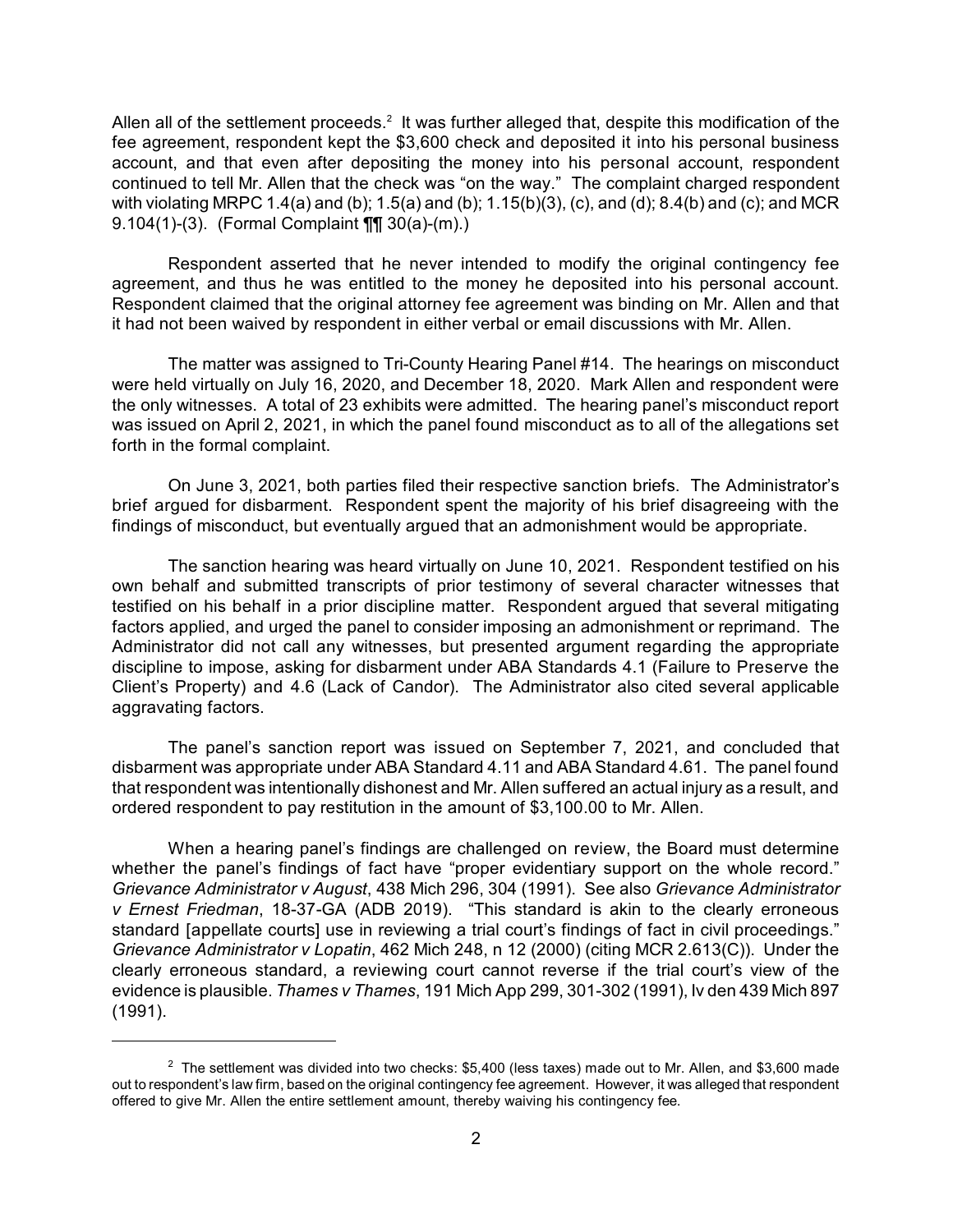Allen all of the settlement proceeds.[2] It was further alleged that, despite this modification of the fee agreement, respondent kept the $3,600 check and deposited it into his personal business account, and that even after depositing the money into his personal account, respondent continued to tell Mr. Allen that the check was "on the way." The complaint charged respondent with violating MRPC 1.4(a) and (b); 1.5(a) and (b); 1.15(b)(3), (c), and (d); 8.4(b) and (c); and MCR 9.104(1)-(3). (Formal Complaint ¶¶ 30(a)-(m).)

Respondent asserted that he never intended to modify the original contingency fee agreement, and thus he was entitled to the money he deposited into his personal account. Respondent claimed that the original attorney fee agreement was binding on Mr. Allen and that it had not been waived by respondent in either verbal or email discussions with Mr. Allen.

The matter was assigned to Tri-County Hearing Panel #14. The hearings on misconduct were held virtually on July 16, 2020, and December 18, 2020. Mark Allen and respondent were the only witnesses. A total of 23 exhibits were admitted. The hearing panel's misconduct report was issued on April 2, 2021, in which the panel found misconduct as to all of the allegations set forth in the formal complaint.

On June 3, 2021, both parties filed their respective sanction briefs. The Administrator's brief argued for disbarment. Respondent spent the majority of his brief disagreeing with the findings of misconduct, but eventually argued that an admonishment would be appropriate.

The sanction hearing was heard virtually on June 10, 2021. Respondent testified on his own behalf and submitted transcripts of prior testimony of several character witnesses that testified on his behalf in a prior discipline matter. Respondent argued that several mitigating factors applied, and urged the panel to consider imposing an admonishment or reprimand. The Administrator did not call any witnesses, but presented argument regarding the appropriate discipline to impose, asking for disbarment under ABA Standards 4.1 (Failure to Preserve the Client's Property) and 4.6 (Lack of Candor). The Administrator also cited several applicable aggravating factors.

The panel's sanction report was issued on September 7, 2021, and concluded that disbarment was appropriate under ABA Standard 4.11 and ABA Standard 4.61. The panel found that respondent was intentionally dishonest and Mr. Allen suffered an actual injury as a result, and ordered respondent to pay restitution in the amount of $3,100.00 to Mr. Allen.

When a hearing panel's findings are challenged on review, the Board must determine whether the panel's findings of fact have "proper evidentiary support on the whole record." *Grievance Administrator v August*, 438 Mich 296, 304 (1991). See also *Grievance Administrator v Ernest Friedman*, 18-37-GA (ADB 2019). "This standard is akin to the clearly erroneous standard [appellate courts] use in reviewing a trial court's findings of fact in civil proceedings." *Grievance Administrator v Lopatin*, 462 Mich 248, n 12 (2000) (citing MCR 2.613(C)). Under the clearly erroneous standard, a reviewing court cannot reverse if the trial court's view of the evidence is plausible. *Thames v Thames*, 191 Mich App 299, 301-302 (1991), lv den 439 Mich 897 (1991).

---

[2] The settlement was divided into two checks: $5,400 (less taxes) made out to Mr. Allen, and $3,600 made out to respondent's law firm, based on the original contingency fee agreement. However, it was alleged that respondent offered to give Mr. Allen the entire settlement amount, thereby waiving his contingency fee.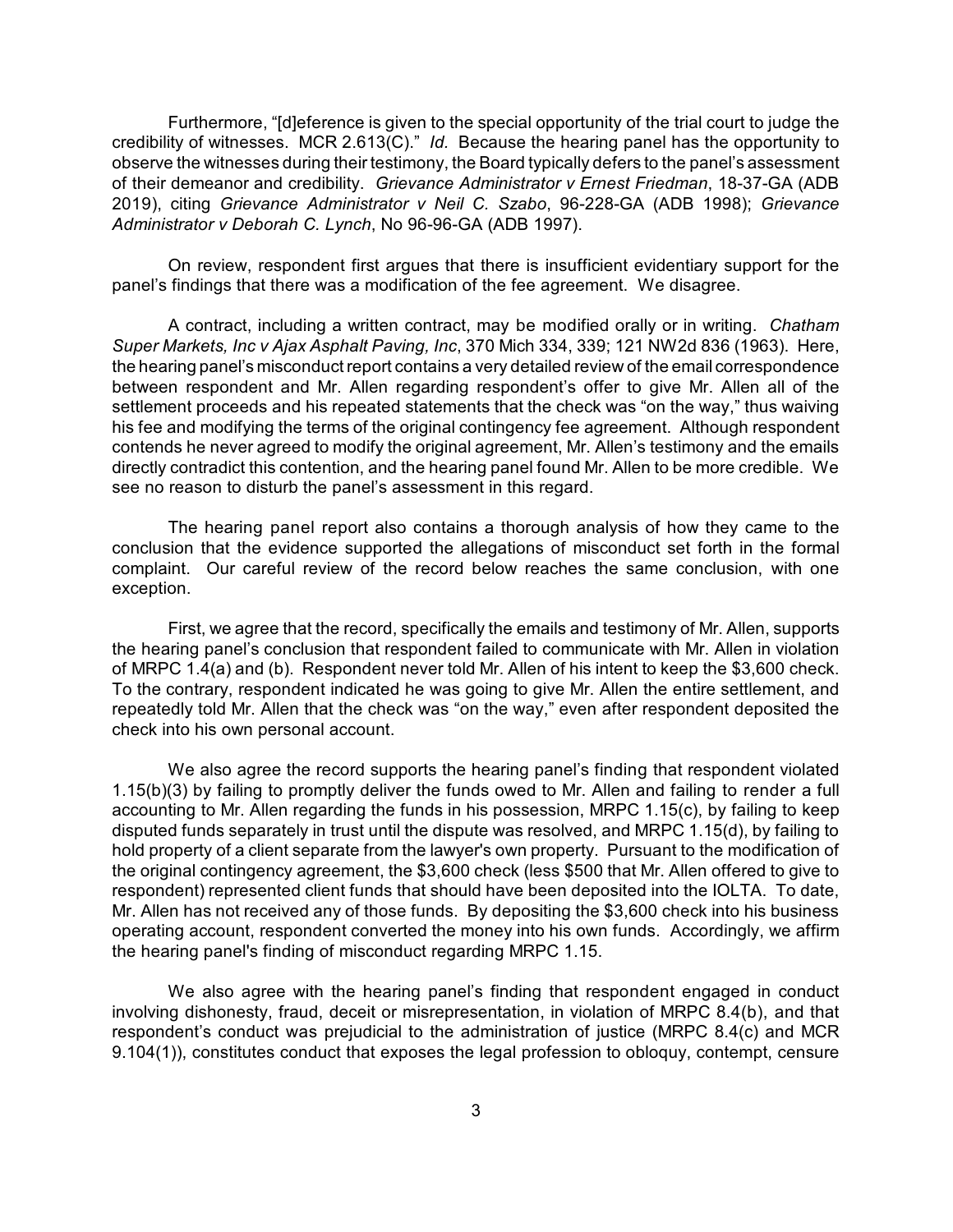Furthermore, "[d]eference is given to the special opportunity of the trial court to judge the credibility of witnesses. MCR 2.613(C)." *Id.* Because the hearing panel has the opportunity to observe the witnesses during their testimony, the Board typically defers to the panel's assessment of their demeanor and credibility. *Grievance Administrator v Ernest Friedman*, 18-37-GA (ADB 2019), citing *Grievance Administrator v Neil C. Szabo*, 96-228-GA (ADB 1998); *Grievance Administrator v Deborah C. Lynch*, No 96-96-GA (ADB 1997).

On review, respondent first argues that there is insufficient evidentiary support for the panel's findings that there was a modification of the fee agreement. We disagree.

A contract, including a written contract, may be modified orally or in writing. *Chatham Super Markets, Inc v Ajax Asphalt Paving, Inc*, 370 Mich 334, 339; 121 NW2d 836 (1963). Here, the hearing panel's misconduct report contains a very detailed review of the email correspondence between respondent and Mr. Allen regarding respondent's offer to give Mr. Allen all of the settlement proceeds and his repeated statements that the check was "on the way," thus waiving his fee and modifying the terms of the original contingency fee agreement. Although respondent contends he never agreed to modify the original agreement, Mr. Allen's testimony and the emails directly contradict this contention, and the hearing panel found Mr. Allen to be more credible. We see no reason to disturb the panel's assessment in this regard.

The hearing panel report also contains a thorough analysis of how they came to the conclusion that the evidence supported the allegations of misconduct set forth in the formal complaint. Our careful review of the record below reaches the same conclusion, with one exception.

First, we agree that the record, specifically the emails and testimony of Mr. Allen, supports the hearing panel's conclusion that respondent failed to communicate with Mr. Allen in violation of MRPC 1.4(a) and (b). Respondent never told Mr. Allen of his intent to keep the $3,600 check. To the contrary, respondent indicated he was going to give Mr. Allen the entire settlement, and repeatedly told Mr. Allen that the check was "on the way," even after respondent deposited the check into his own personal account.

We also agree the record supports the hearing panel's finding that respondent violated 1.15(b)(3) by failing to promptly deliver the funds owed to Mr. Allen and failing to render a full accounting to Mr. Allen regarding the funds in his possession, MRPC 1.15(c), by failing to keep disputed funds separately in trust until the dispute was resolved, and MRPC 1.15(d), by failing to hold property of a client separate from the lawyer's own property. Pursuant to the modification of the original contingency agreement, the $3,600 check (less $500 that Mr. Allen offered to give to respondent) represented client funds that should have been deposited into the IOLTA. To date, Mr. Allen has not received any of those funds. By depositing the $3,600 check into his business operating account, respondent converted the money into his own funds. Accordingly, we affirm the hearing panel's finding of misconduct regarding MRPC 1.15.

We also agree with the hearing panel's finding that respondent engaged in conduct involving dishonesty, fraud, deceit or misrepresentation, in violation of MRPC 8.4(b), and that respondent's conduct was prejudicial to the administration of justice (MRPC 8.4(c) and MCR 9.104(1)), constitutes conduct that exposes the legal profession to obloquy, contempt, censure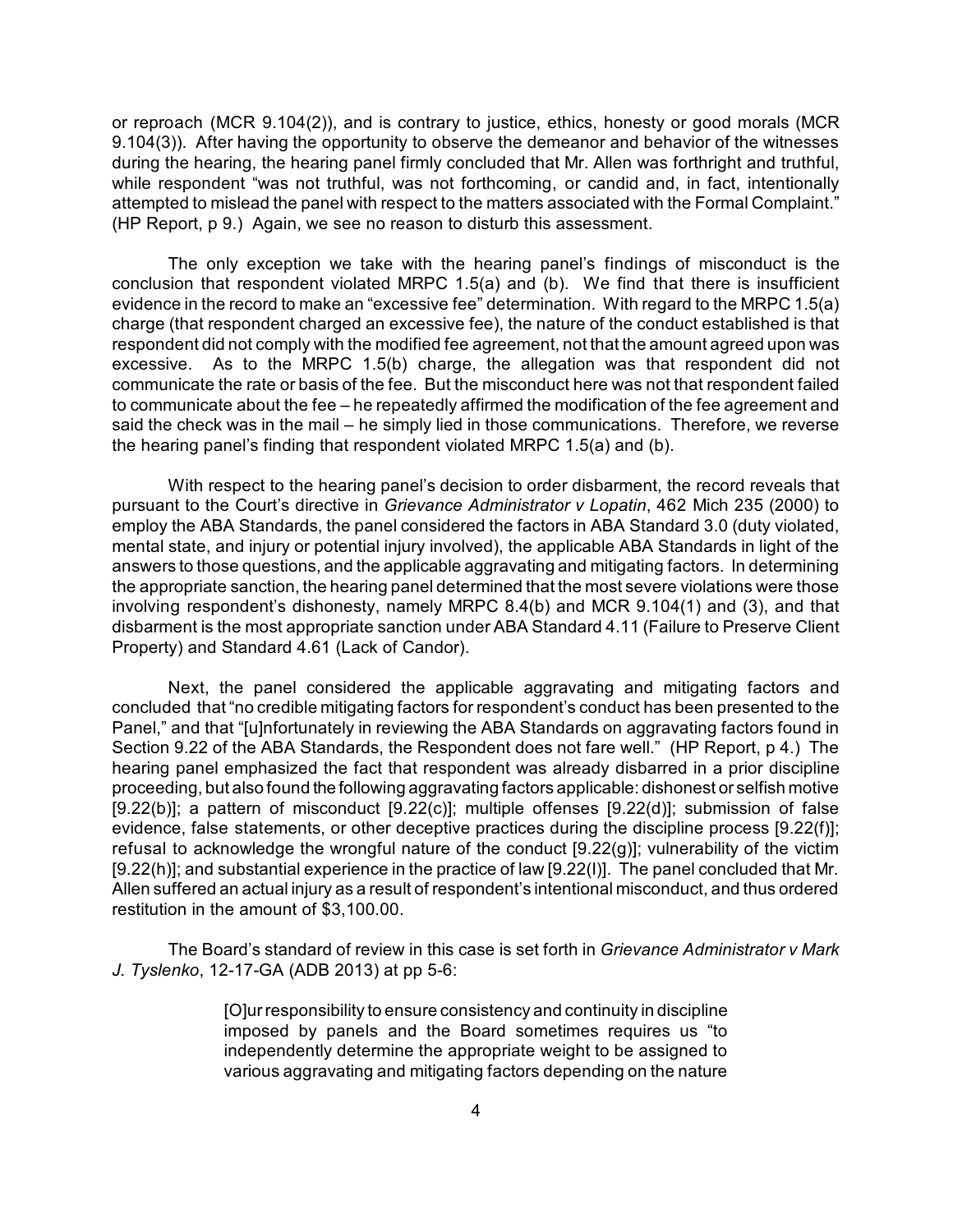or reproach (MCR 9.104(2)), and is contrary to justice, ethics, honesty or good morals (MCR 9.104(3)). After having the opportunity to observe the demeanor and behavior of the witnesses during the hearing, the hearing panel firmly concluded that Mr. Allen was forthright and truthful, while respondent "was not truthful, was not forthcoming, or candid and, in fact, intentionally attempted to mislead the panel with respect to the matters associated with the Formal Complaint." (HP Report, p 9.) Again, we see no reason to disturb this assessment.

The only exception we take with the hearing panel's findings of misconduct is the conclusion that respondent violated MRPC 1.5(a) and (b). We find that there is insufficient evidence in the record to make an "excessive fee" determination. With regard to the MRPC 1.5(a) charge (that respondent charged an excessive fee), the nature of the conduct established is that respondent did not comply with the modified fee agreement, not that the amount agreed upon was excessive. As to the MRPC 1.5(b) charge, the allegation was that respondent did not communicate the rate or basis of the fee. But the misconduct here was not that respondent failed to communicate about the fee – he repeatedly affirmed the modification of the fee agreement and said the check was in the mail – he simply lied in those communications. Therefore, we reverse the hearing panel's finding that respondent violated MRPC 1.5(a) and (b).

With respect to the hearing panel's decision to order disbarment, the record reveals that pursuant to the Court's directive in *Grievance Administrator v Lopatin*, 462 Mich 235 (2000) to employ the ABA Standards, the panel considered the factors in ABA Standard 3.0 (duty violated, mental state, and injury or potential injury involved), the applicable ABA Standards in light of the answers to those questions, and the applicable aggravating and mitigating factors. In determining the appropriate sanction, the hearing panel determined that the most severe violations were those involving respondent's dishonesty, namely MRPC 8.4(b) and MCR 9.104(1) and (3), and that disbarment is the most appropriate sanction under ABA Standard 4.11 (Failure to Preserve Client Property) and Standard 4.61 (Lack of Candor).

Next, the panel considered the applicable aggravating and mitigating factors and concluded that "no credible mitigating factors for respondent's conduct has been presented to the Panel," and that "[u]nfortunately in reviewing the ABA Standards on aggravating factors found in Section 9.22 of the ABA Standards, the Respondent does not fare well." (HP Report, p 4.) The hearing panel emphasized the fact that respondent was already disbarred in a prior discipline proceeding, but also found the following aggravating factors applicable: dishonest or selfish motive [9.22(b)]; a pattern of misconduct [9.22(c)]; multiple offenses [9.22(d)]; submission of false evidence, false statements, or other deceptive practices during the discipline process [9.22(f)]; refusal to acknowledge the wrongful nature of the conduct [9.22(g)]; vulnerability of the victim [9.22(h)]; and substantial experience in the practice of law [9.22(I)]. The panel concluded that Mr. Allen suffered an actual injury as a result of respondent's intentional misconduct, and thus ordered restitution in the amount of $3,100.00.

The Board's standard of review in this case is set forth in *Grievance Administrator v Mark J. Tyslenko*, 12-17-GA (ADB 2013) at pp 5-6:

> [O]ur responsibility to ensure consistency and continuity in discipline imposed by panels and the Board sometimes requires us "to independently determine the appropriate weight to be assigned to various aggravating and mitigating factors depending on the nature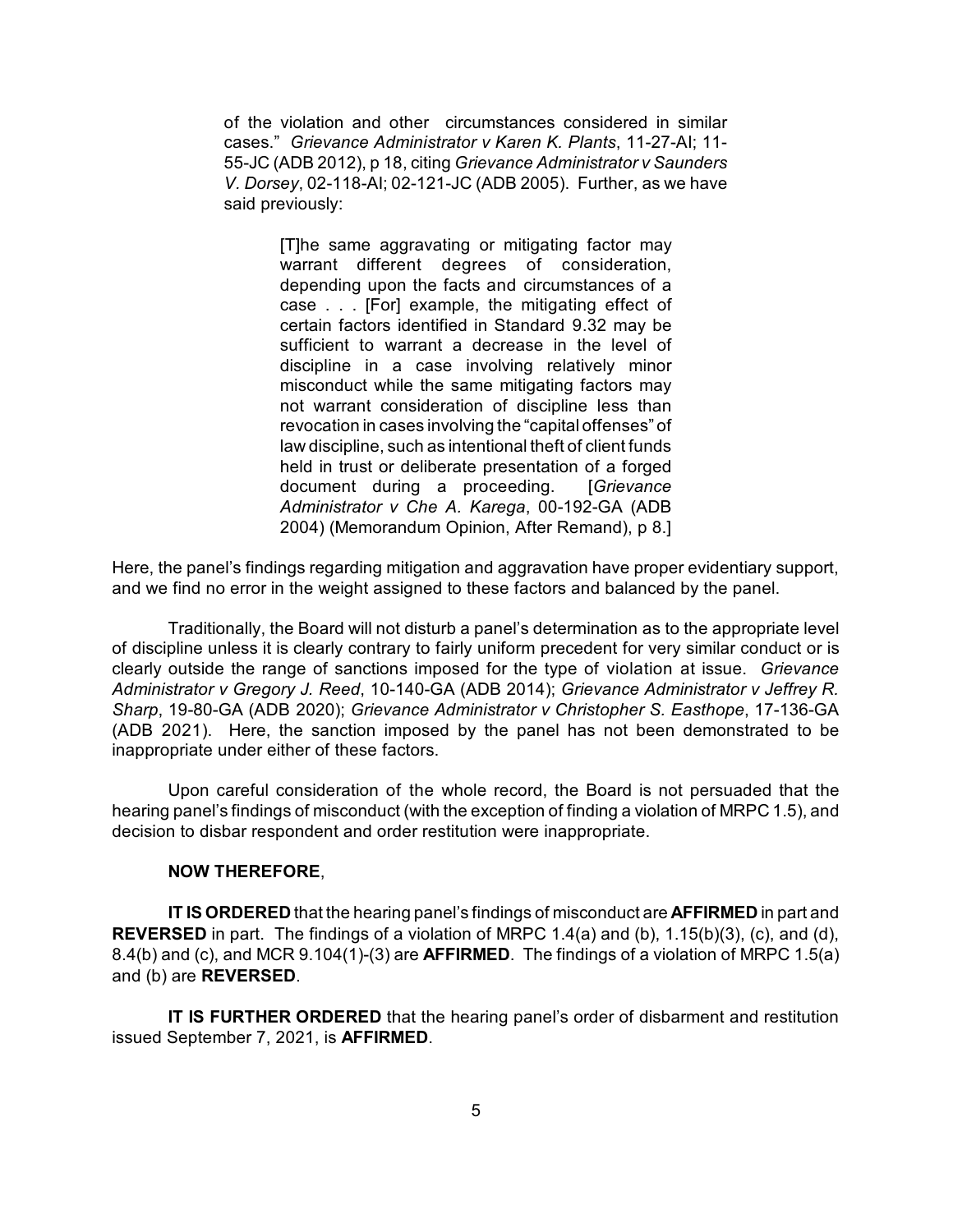of the violation and other circumstances considered in similar cases." *Grievance Administrator v Karen K. Plants*, 11-27-AI; 11-55-JC (ADB 2012), p 18, citing *Grievance Administrator v Saunders V. Dorsey*, 02-118-AI; 02-121-JC (ADB 2005). Further, as we have said previously:

> [T]he same aggravating or mitigating factor may warrant different degrees of consideration, depending upon the facts and circumstances of a case . . . [For] example, the mitigating effect of certain factors identified in Standard 9.32 may be sufficient to warrant a decrease in the level of discipline in a case involving relatively minor misconduct while the same mitigating factors may not warrant consideration of discipline less than revocation in cases involving the "capital offenses" of law discipline, such as intentional theft of client funds held in trust or deliberate presentation of a forged document during a proceeding. [*Grievance Administrator v Che A. Karega*, 00-192-GA (ADB 2004) (Memorandum Opinion, After Remand), p 8.]

Here, the panel's findings regarding mitigation and aggravation have proper evidentiary support, and we find no error in the weight assigned to these factors and balanced by the panel.

Traditionally, the Board will not disturb a panel's determination as to the appropriate level of discipline unless it is clearly contrary to fairly uniform precedent for very similar conduct or is clearly outside the range of sanctions imposed for the type of violation at issue. *Grievance Administrator v Gregory J. Reed*, 10-140-GA (ADB 2014); *Grievance Administrator v Jeffrey R. Sharp*, 19-80-GA (ADB 2020); *Grievance Administrator v Christopher S. Easthope*, 17-136-GA (ADB 2021). Here, the sanction imposed by the panel has not been demonstrated to be inappropriate under either of these factors.

Upon careful consideration of the whole record, the Board is not persuaded that the hearing panel's findings of misconduct (with the exception of finding a violation of MRPC 1.5), and decision to disbar respondent and order restitution were inappropriate.

**NOW THEREFORE**,

**IT IS ORDERED** that the hearing panel's findings of misconduct are **AFFIRMED** in part and **REVERSED** in part. The findings of a violation of MRPC 1.4(a) and (b), 1.15(b)(3), (c), and (d), 8.4(b) and (c), and MCR 9.104(1)-(3) are **AFFIRMED**. The findings of a violation of MRPC 1.5(a) and (b) are **REVERSED**.

**IT IS FURTHER ORDERED** that the hearing panel's order of disbarment and restitution issued September 7, 2021, is **AFFIRMED**.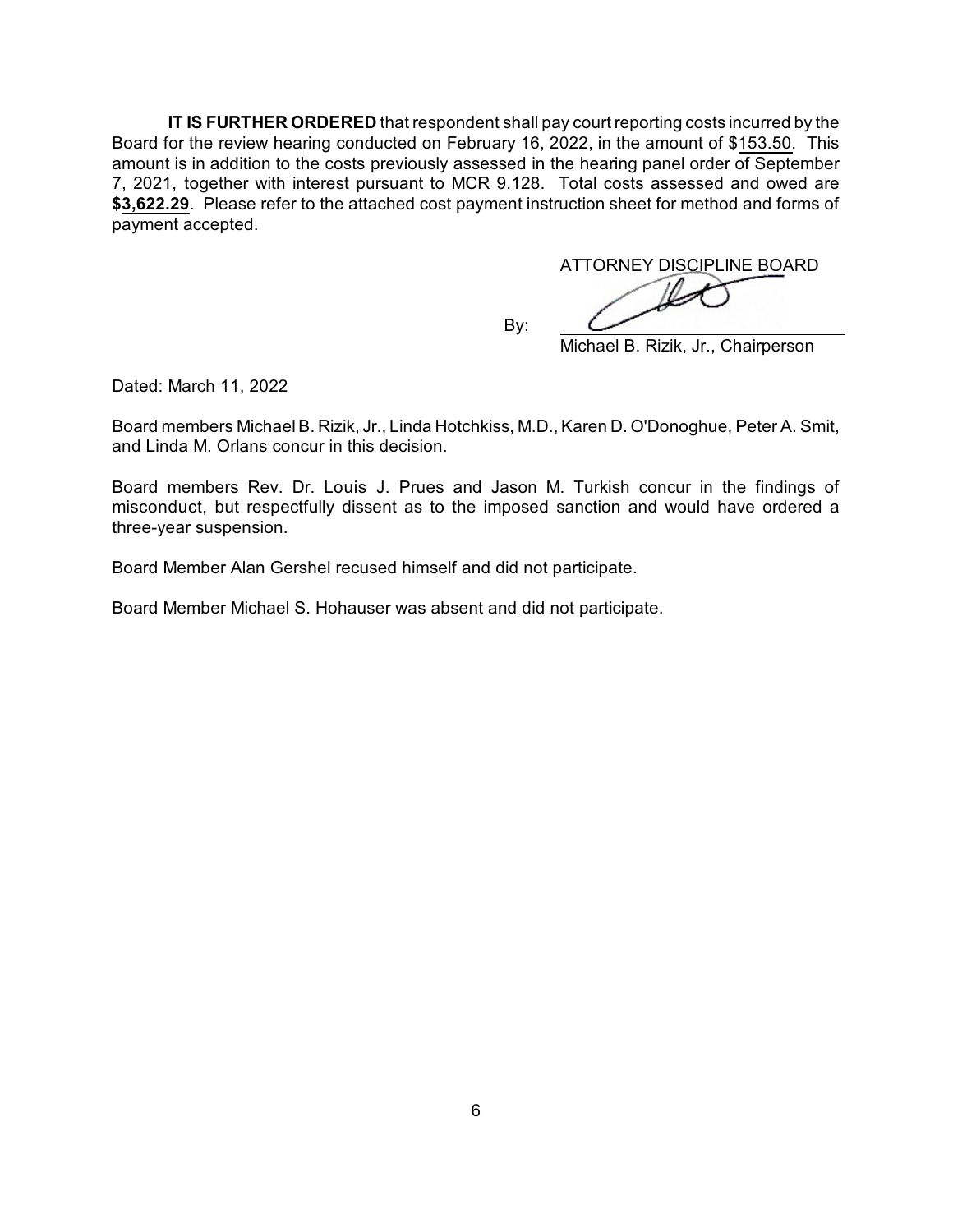**IT IS FURTHER ORDERED** that respondent shall pay court reporting costs incurred by the Board for the review hearing conducted on February 16, 2022, in the amount of $153.50. This amount is in addition to the costs previously assessed in the hearing panel order of September 7, 2021, together with interest pursuant to MCR 9.128. Total costs assessed and owed are **$3,622.29**. Please refer to the attached cost payment instruction sheet for method and forms of payment accepted.

ATTORNEY DISCIPLINE BOARD

By: \_\_\_\_\_\_\_\_\_\_\_\_\_\_\_\_\_\_\_\_\_\_\_\_\_\_\_\_

Michael B. Rizik, Jr., Chairperson

Dated: March 11, 2022

Board members Michael B. Rizik, Jr., Linda Hotchkiss, M.D., Karen D. O'Donoghue, Peter A. Smit, and Linda M. Orlans concur in this decision.

Board members Rev. Dr. Louis J. Prues and Jason M. Turkish concur in the findings of misconduct, but respectfully dissent as to the imposed sanction and would have ordered a three-year suspension.

Board Member Alan Gershel recused himself and did not participate.

Board Member Michael S. Hohauser was absent and did not participate.